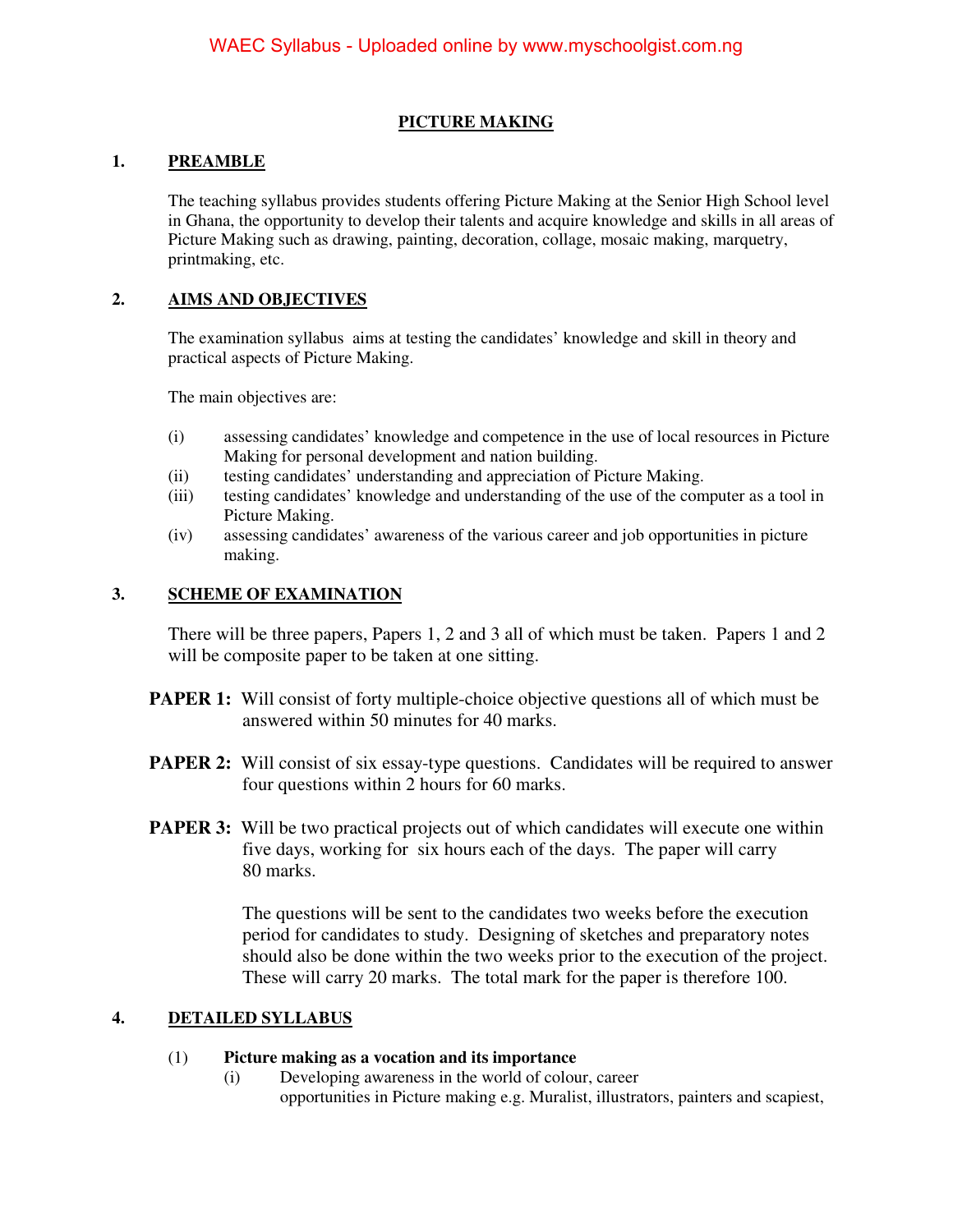# PICTURE MAKING

## 1. PREAMBLE

The teaching syllabus provides students offering Picture Making at the Senior High School level in Ghana, the opportunity to develop their talents and acquire knowledge and skills in all areas of Picture Making such as drawing, painting, decoration, collage, mosaic making, marquetry, printmaking, etc.

## 2. AIMS AND OBJECTIVES

The examination syllabus aims at testing the candidates' knowledge and skill in theory and practical aspects of Picture Making.

The main objectives are:

(i) assessing candidates' knowledge and competence in the use of local resources in Picture Making for personal development and nation building.

(ii) testing candidates' understanding and appreciation of Picture Making.

(iii) testing candidates' knowledge and understanding of the use of the computer as a tool in Picture Making.

(iv) assessing candidates' awareness of the various career and job opportunities in picture making.

## 3. SCHEME OF EXAMINATION

There will be three papers, Papers 1, 2 and 3 all of which must be taken. Papers 1 and 2 will be composite paper to be taken at one sitting.

**PAPER 1:** Will consist of forty multiple-choice objective questions all of which must be answered within 50 minutes for 40 marks.

**PAPER 2:** Will consist of six essay-type questions. Candidates will be required to answer four questions within 2 hours for 60 marks.

**PAPER 3:** Will be two practical projects out of which candidates will execute one within five days, working for six hours each of the days. The paper will carry 80 marks.

The questions will be sent to the candidates two weeks before the execution period for candidates to study. Designing of sketches and preparatory notes should also be done within the two weeks prior to the execution of the project. These will carry 20 marks. The total mark for the paper is therefore 100.

## 4. DETAILED SYLLABUS

(1) **Picture making as a vocation and its importance**

(i) Developing awareness in the world of colour, career opportunities in Picture making e.g. Muralist, illustrators, painters and scapiest,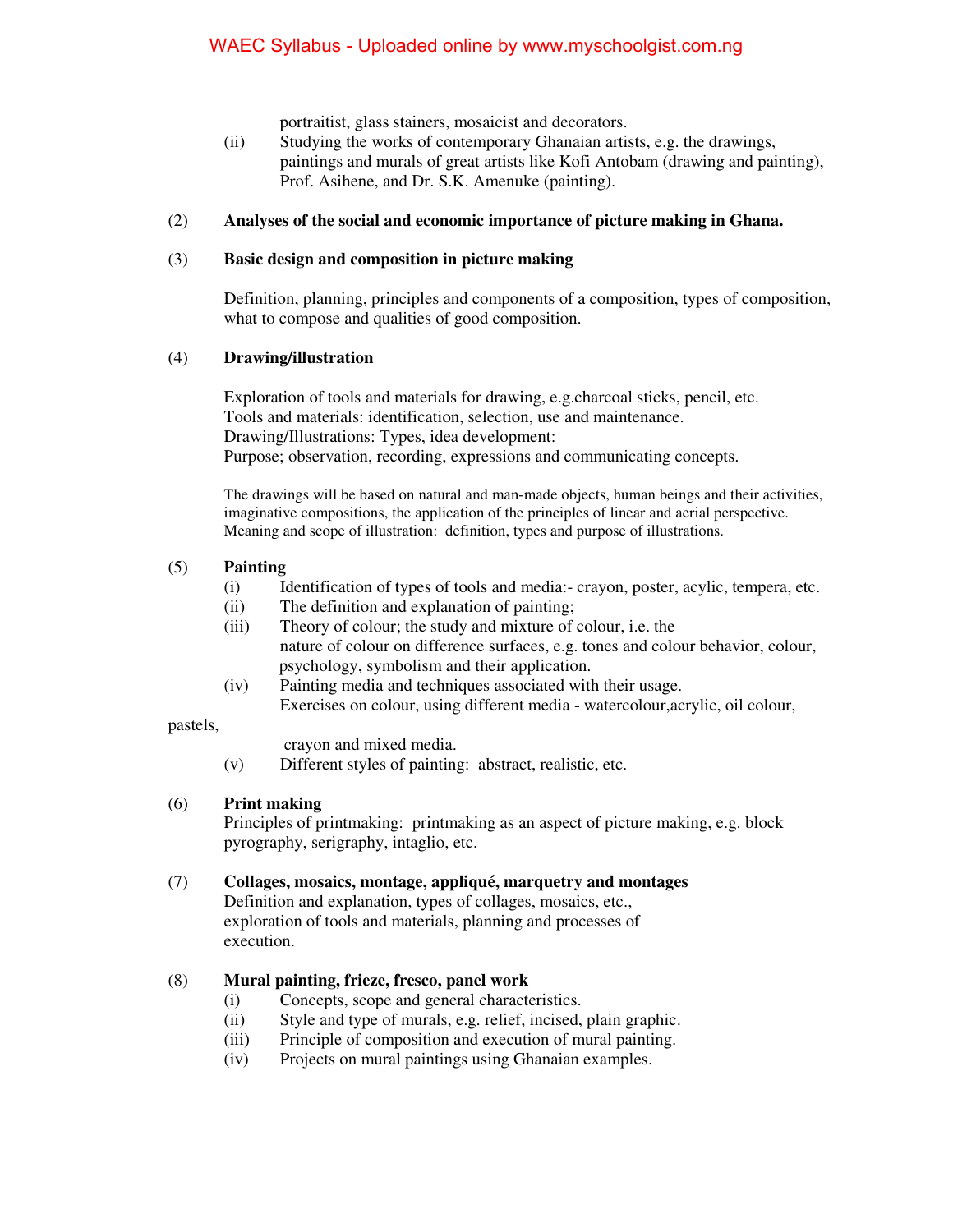portraitist, glass stainers, mosaicist and decorators.

(ii) Studying the works of contemporary Ghanaian artists, e.g. the drawings, paintings and murals of great artists like Kofi Antobam (drawing and painting), Prof. Asihene, and Dr. S.K. Amenuke (painting).

(2) **Analyses of the social and economic importance of picture making in Ghana.**

(3) **Basic design and composition in picture making**

Definition, planning, principles and components of a composition, types of composition, what to compose and qualities of good composition.

(4) **Drawing/illustration**

Exploration of tools and materials for drawing, e.g.charcoal sticks, pencil, etc.
Tools and materials: identification, selection, use and maintenance.
Drawing/Illustrations: Types, idea development:
Purpose; observation, recording, expressions and communicating concepts.

The drawings will be based on natural and man-made objects, human beings and their activities, imaginative compositions, the application of the principles of linear and aerial perspective. Meaning and scope of illustration: definition, types and purpose of illustrations.

(5) **Painting**

(i) Identification of types of tools and media:- crayon, poster, acylic, tempera, etc.
(ii) The definition and explanation of painting;
(iii) Theory of colour; the study and mixture of colour, i.e. the nature of colour on difference surfaces, e.g. tones and colour behavior, colour, psychology, symbolism and their application.
(iv) Painting media and techniques associated with their usage.
Exercises on colour, using different media - watercolour,acrylic, oil colour, pastels, crayon and mixed media.
(v) Different styles of painting: abstract, realistic, etc.

(6) **Print making**

Principles of printmaking: printmaking as an aspect of picture making, e.g. block pyrography, serigraphy, intaglio, etc.

(7) **Collages, mosaics, montage, appliqué, marquetry and montages**

Definition and explanation, types of collages, mosaics, etc., exploration of tools and materials, planning and processes of execution.

(8) **Mural painting, frieze, fresco, panel work**

(i) Concepts, scope and general characteristics.
(ii) Style and type of murals, e.g. relief, incised, plain graphic.
(iii) Principle of composition and execution of mural painting.
(iv) Projects on mural paintings using Ghanaian examples.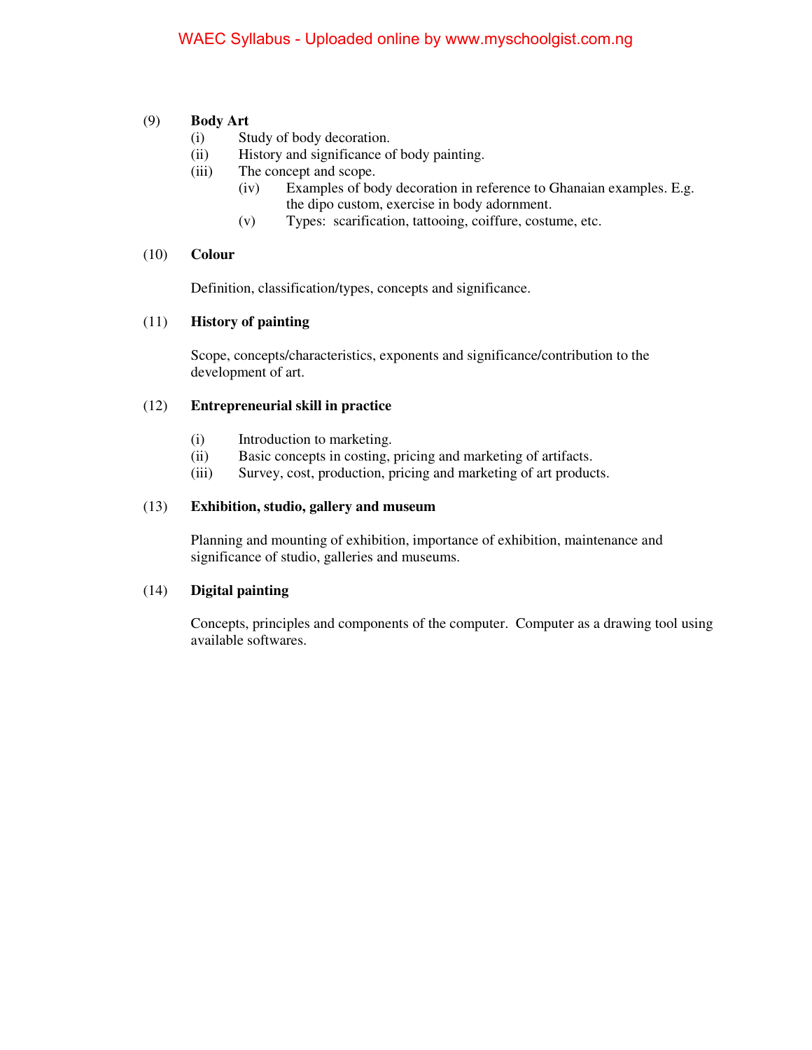(9) **Body Art**

- (i) Study of body decoration.
- (ii) History and significance of body painting.
- (iii) The concept and scope.
    - (iv) Examples of body decoration in reference to Ghanaian examples. E.g. the dipo custom, exercise in body adornment.
    - (v) Types: scarification, tattooing, coiffure, costume, etc.

(10) **Colour**

Definition, classification/types, concepts and significance.

(11) **History of painting**

Scope, concepts/characteristics, exponents and significance/contribution to the development of art.

(12) **Entrepreneurial skill in practice**

- (i) Introduction to marketing.
- (ii) Basic concepts in costing, pricing and marketing of artifacts.
- (iii) Survey, cost, production, pricing and marketing of art products.

(13) **Exhibition, studio, gallery and museum**

Planning and mounting of exhibition, importance of exhibition, maintenance and significance of studio, galleries and museums.

(14) **Digital painting**

Concepts, principles and components of the computer. Computer as a drawing tool using available softwares.